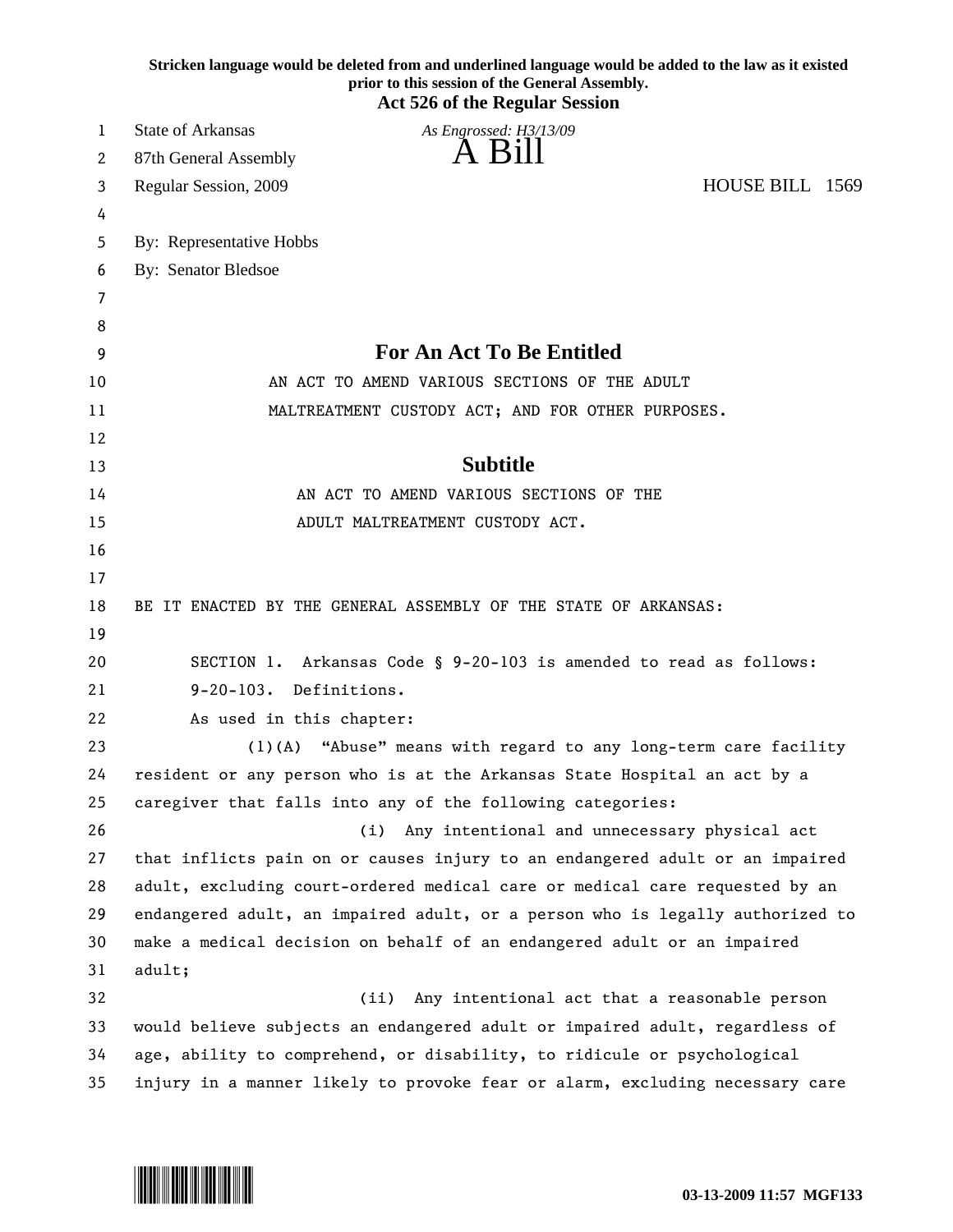**Stricken language would be deleted from and underlined language would be added to the law as it existed prior to this session of the General Assembly.**

**Act 526 of the Regular Session**

State of Arkansas

87th General Assembly

Regular Session, 2009

*As Engrossed: H3/13/09*

# A Bill

HOUSE BILL 1569

By: Representative Hobbs

By: Senator Bledsoe

## For An Act To Be Entitled

AN ACT TO AMEND VARIOUS SECTIONS OF THE ADULT MALTREATMENT CUSTODY ACT; AND FOR OTHER PURPOSES.

## Subtitle

AN ACT TO AMEND VARIOUS SECTIONS OF THE ADULT MALTREATMENT CUSTODY ACT.

BE IT ENACTED BY THE GENERAL ASSEMBLY OF THE STATE OF ARKANSAS:

SECTION 1. Arkansas Code § 9-20-103 is amended to read as follows:

9-20-103. Definitions.

As used in this chapter:

(1)(A) "Abuse" means with regard to any long-term care facility resident or any person who is at the Arkansas State Hospital an act by a caregiver that falls into any of the following categories:

(i) Any intentional and unnecessary physical act that inflicts pain on or causes injury to an endangered adult or an impaired adult, excluding court-ordered medical care or medical care requested by an endangered adult, an impaired adult, or a person who is legally authorized to make a medical decision on behalf of an endangered adult or an impaired adult;

(ii) Any intentional act that a reasonable person would believe subjects an endangered adult or impaired adult, regardless of age, ability to comprehend, or disability, to ridicule or psychological injury in a manner likely to provoke fear or alarm, excluding necessary care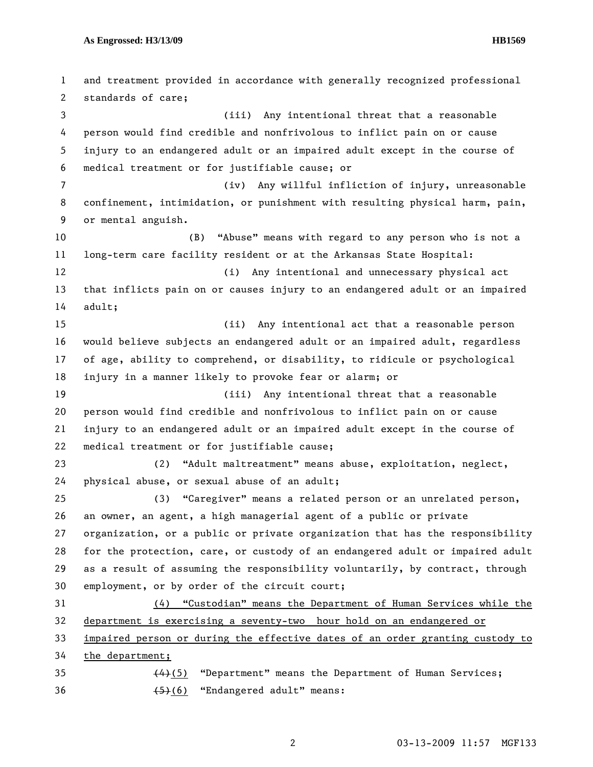and treatment provided in accordance with generally recognized professional standards of care;

(iii) Any intentional threat that a reasonable person would find credible and nonfrivolous to inflict pain on or cause injury to an endangered adult or an impaired adult except in the course of medical treatment or for justifiable cause; or

(iv) Any willful infliction of injury, unreasonable confinement, intimidation, or punishment with resulting physical harm, pain, or mental anguish.

(B) "Abuse" means with regard to any person who is not a long-term care facility resident or at the Arkansas State Hospital:

(i) Any intentional and unnecessary physical act that inflicts pain on or causes injury to an endangered adult or an impaired adult;

(ii) Any intentional act that a reasonable person would believe subjects an endangered adult or an impaired adult, regardless of age, ability to comprehend, or disability, to ridicule or psychological injury in a manner likely to provoke fear or alarm; or

(iii) Any intentional threat that a reasonable person would find credible and nonfrivolous to inflict pain on or cause injury to an endangered adult or an impaired adult except in the course of medical treatment or for justifiable cause;

(2) "Adult maltreatment" means abuse, exploitation, neglect, physical abuse, or sexual abuse of an adult;

(3) "Caregiver" means a related person or an unrelated person, an owner, an agent, a high managerial agent of a public or private organization, or a public or private organization that has the responsibility for the protection, care, or custody of an endangered adult or impaired adult as a result of assuming the responsibility voluntarily, by contract, through employment, or by order of the circuit court;

<u>(4) "Custodian" means the Department of Human Services while the department is exercising a seventy-two hour hold on an endangered or impaired person or during the effective dates of an order granting custody to the department;</u>

~~(4)~~<u>(5)</u> "Department" means the Department of Human Services;

~~(5)~~<u>(6)</u> "Endangered adult" means: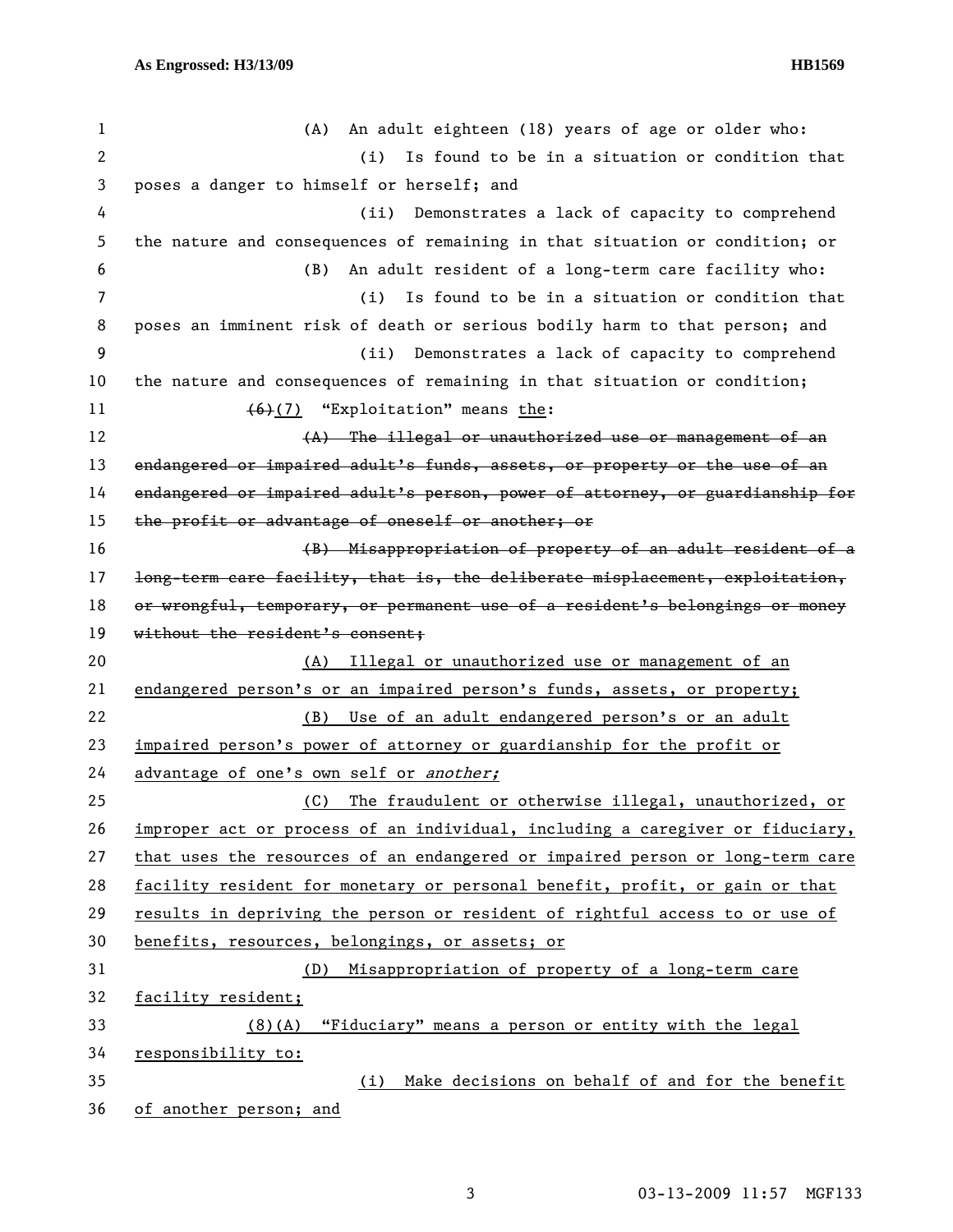(A) An adult eighteen (18) years of age or older who:

(i) Is found to be in a situation or condition that poses a danger to himself or herself; and

(ii) Demonstrates a lack of capacity to comprehend the nature and consequences of remaining in that situation or condition; or

(B) An adult resident of a long-term care facility who:

(i) Is found to be in a situation or condition that poses an imminent risk of death or serious bodily harm to that person; and

(ii) Demonstrates a lack of capacity to comprehend the nature and consequences of remaining in that situation or condition;

~~(6)~~<u>(7)</u> "Exploitation" means <u>the</u>:

~~(A) The illegal or unauthorized use or management of an endangered or impaired adult's funds, assets, or property or the use of an endangered or impaired adult's person, power of attorney, or guardianship for the profit or advantage of oneself or another; or~~

~~(B) Misappropriation of property of an adult resident of a long-term care facility, that is, the deliberate misplacement, exploitation, or wrongful, temporary, or permanent use of a resident's belongings or money without the resident's consent;~~

<u>(A) Illegal or unauthorized use or management of an endangered person's or an impaired person's funds, assets, or property;</u>

<u>(B) Use of an adult endangered person's or an adult impaired person's power of attorney or guardianship for the profit or advantage of one's own self or *another;*</u>

<u>(C) The fraudulent or otherwise illegal, unauthorized, or improper act or process of an individual, including a caregiver or fiduciary, that uses the resources of an endangered or impaired person or long-term care facility resident for monetary or personal benefit, profit, or gain or that results in depriving the person or resident of rightful access to or use of benefits, resources, belongings, or assets; or</u>

<u>(D) Misappropriation of property of a long-term care facility resident;</u>

<u>(8)(A) "Fiduciary" means a person or entity with the legal responsibility to:</u>

<u>(i) Make decisions on behalf of and for the benefit of another person; and</u>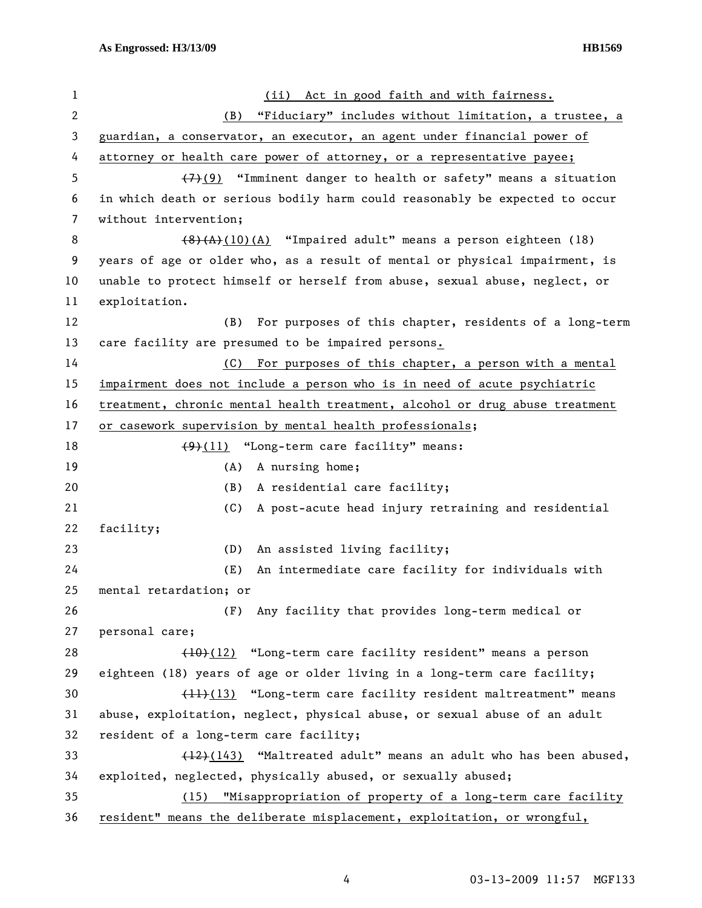(ii) Act in good faith and with fairness.

(B) "Fiduciary" includes without limitation, a trustee, a guardian, a conservator, an executor, an agent under financial power of attorney or health care power of attorney, or a representative payee;

~~(7)~~(9) "Imminent danger to health or safety" means a situation in which death or serious bodily harm could reasonably be expected to occur without intervention;

~~(8)(A)~~(10)(A) "Impaired adult" means a person eighteen (18) years of age or older who, as a result of mental or physical impairment, is unable to protect himself or herself from abuse, sexual abuse, neglect, or exploitation.

(B) For purposes of this chapter, residents of a long-term care facility are presumed to be impaired persons.

(C) For purposes of this chapter, a person with a mental impairment does not include a person who is in need of acute psychiatric treatment, chronic mental health treatment, alcohol or drug abuse treatment or casework supervision by mental health professionals;

~~(9)~~(11) "Long-term care facility" means:

(A) A nursing home;

(B) A residential care facility;

(C) A post-acute head injury retraining and residential facility;

(D) An assisted living facility;

(E) An intermediate care facility for individuals with mental retardation; or

(F) Any facility that provides long-term medical or personal care;

~~(10)~~(12) "Long-term care facility resident" means a person eighteen (18) years of age or older living in a long-term care facility;

~~(11)~~(13) "Long-term care facility resident maltreatment" means abuse, exploitation, neglect, physical abuse, or sexual abuse of an adult resident of a long-term care facility;

~~(12)~~(143) "Maltreated adult" means an adult who has been abused, exploited, neglected, physically abused, or sexually abused;

(15) "Misappropriation of property of a long-term care facility resident" means the deliberate misplacement, exploitation, or wrongful,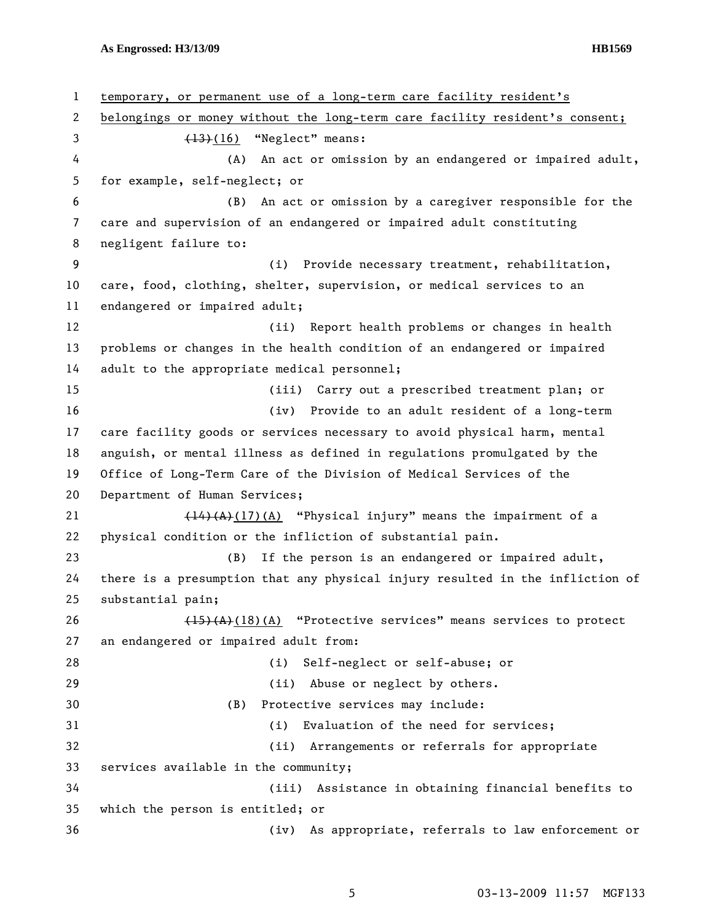temporary, or permanent use of a long-term care facility resident's belongings or money without the long-term care facility resident's consent;

~~(13)~~(16) "Neglect" means:

(A) An act or omission by an endangered or impaired adult, for example, self-neglect; or

(B) An act or omission by a caregiver responsible for the care and supervision of an endangered or impaired adult constituting negligent failure to:

(i) Provide necessary treatment, rehabilitation, care, food, clothing, shelter, supervision, or medical services to an endangered or impaired adult;

(ii) Report health problems or changes in health problems or changes in the health condition of an endangered or impaired adult to the appropriate medical personnel;

(iii) Carry out a prescribed treatment plan; or

(iv) Provide to an adult resident of a long-term care facility goods or services necessary to avoid physical harm, mental anguish, or mental illness as defined in regulations promulgated by the Office of Long-Term Care of the Division of Medical Services of the Department of Human Services;

~~(14)(A)~~(17)(A) "Physical injury" means the impairment of a physical condition or the infliction of substantial pain.

(B) If the person is an endangered or impaired adult, there is a presumption that any physical injury resulted in the infliction of substantial pain;

~~(15)(A)~~(18)(A) "Protective services" means services to protect an endangered or impaired adult from:

(i) Self-neglect or self-abuse; or

(ii) Abuse or neglect by others.

(B) Protective services may include:

(i) Evaluation of the need for services;

(ii) Arrangements or referrals for appropriate services available in the community;

(iii) Assistance in obtaining financial benefits to which the person is entitled; or

(iv) As appropriate, referrals to law enforcement or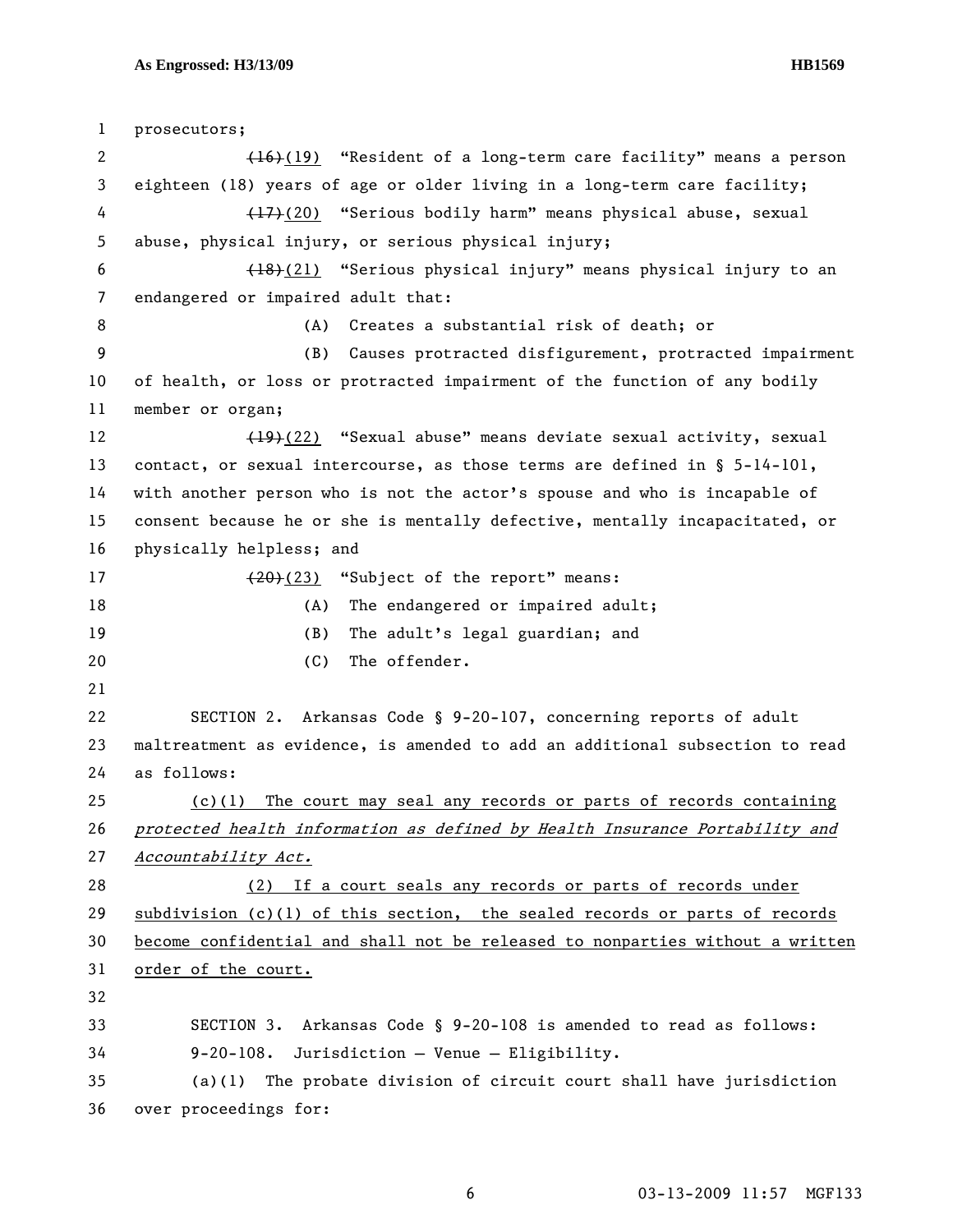prosecutors;

~~(16)~~(19) "Resident of a long-term care facility" means a person eighteen (18) years of age or older living in a long-term care facility;

~~(17)~~(20) "Serious bodily harm" means physical abuse, sexual abuse, physical injury, or serious physical injury;

~~(18)~~(21) "Serious physical injury" means physical injury to an endangered or impaired adult that:

(A) Creates a substantial risk of death; or

(B) Causes protracted disfigurement, protracted impairment of health, or loss or protracted impairment of the function of any bodily member or organ;

~~(19)~~(22) "Sexual abuse" means deviate sexual activity, sexual contact, or sexual intercourse, as those terms are defined in § 5-14-101, with another person who is not the actor's spouse and who is incapable of consent because he or she is mentally defective, mentally incapacitated, or physically helpless; and

~~(20)~~(23) "Subject of the report" means:

(A) The endangered or impaired adult;

(B) The adult's legal guardian; and

(C) The offender.

SECTION 2. Arkansas Code § 9-20-107, concerning reports of adult maltreatment as evidence, is amended to add an additional subsection to read as follows:

(c)(1) The court may seal any records or parts of records containing *protected health information as defined by Health Insurance Portability and Accountability Act.*

(2) If a court seals any records or parts of records under subdivision (c)(1) of this section, the sealed records or parts of records become confidential and shall not be released to nonparties without a written order of the court.

SECTION 3. Arkansas Code § 9-20-108 is amended to read as follows:

9-20-108. Jurisdiction — Venue — Eligibility.

(a)(1) The probate division of circuit court shall have jurisdiction over proceedings for: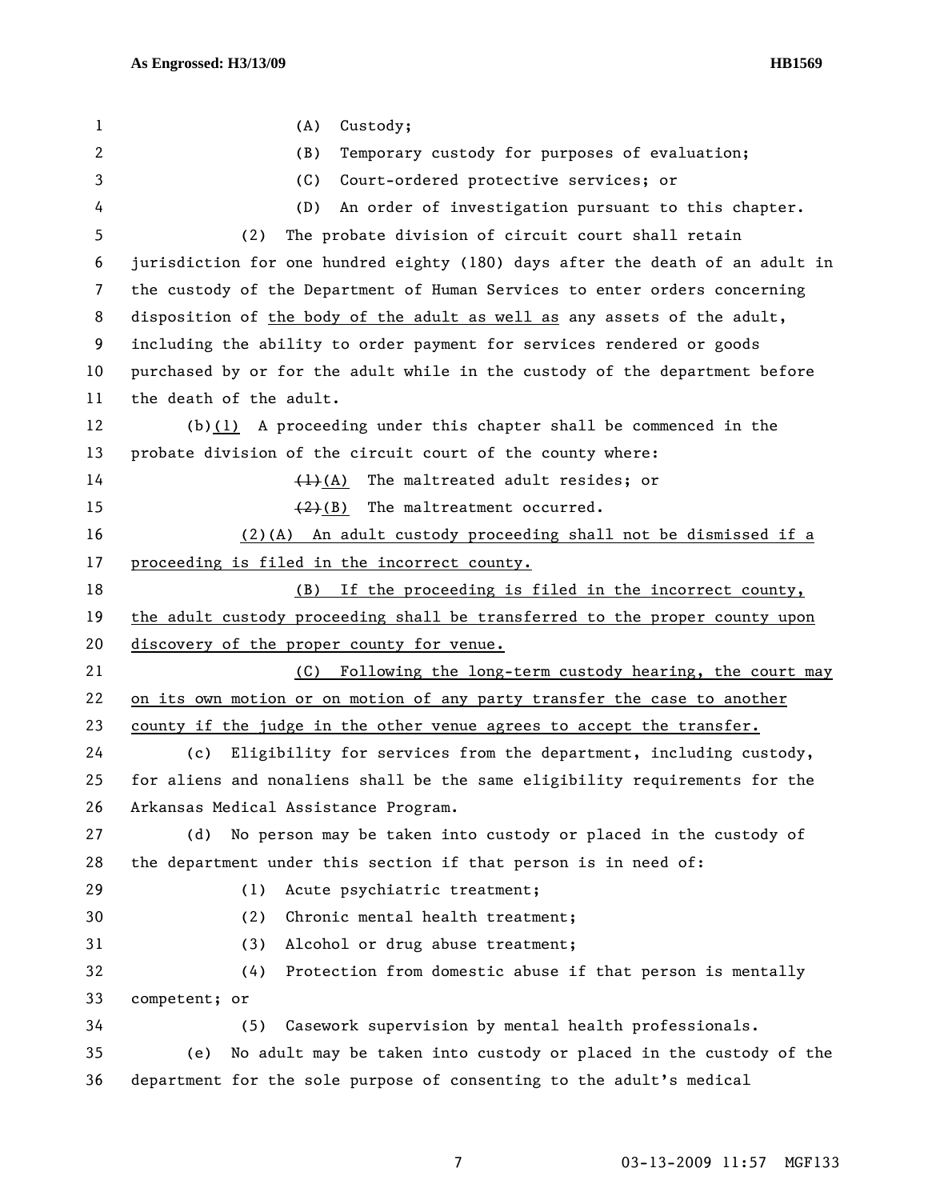(A) Custody;

(B) Temporary custody for purposes of evaluation;

(C) Court-ordered protective services; or

(D) An order of investigation pursuant to this chapter.

(2) The probate division of circuit court shall retain jurisdiction for one hundred eighty (180) days after the death of an adult in the custody of the Department of Human Services to enter orders concerning disposition of the body of the adult as well as any assets of the adult, including the ability to order payment for services rendered or goods purchased by or for the adult while in the custody of the department before the death of the adult.

(b)(1) A proceeding under this chapter shall be commenced in the probate division of the circuit court of the county where:

~~(1)~~(A) The maltreated adult resides; or

~~(2)~~(B) The maltreatment occurred.

(2)(A) An adult custody proceeding shall not be dismissed if a proceeding is filed in the incorrect county.

(B) If the proceeding is filed in the incorrect county, the adult custody proceeding shall be transferred to the proper county upon discovery of the proper county for venue.

(C) Following the long-term custody hearing, the court may on its own motion or on motion of any party transfer the case to another county if the judge in the other venue agrees to accept the transfer.

(c) Eligibility for services from the department, including custody, for aliens and nonaliens shall be the same eligibility requirements for the Arkansas Medical Assistance Program.

(d) No person may be taken into custody or placed in the custody of the department under this section if that person is in need of:

(1) Acute psychiatric treatment;

(2) Chronic mental health treatment;

(3) Alcohol or drug abuse treatment;

(4) Protection from domestic abuse if that person is mentally competent; or

(5) Casework supervision by mental health professionals.

(e) No adult may be taken into custody or placed in the custody of the department for the sole purpose of consenting to the adult's medical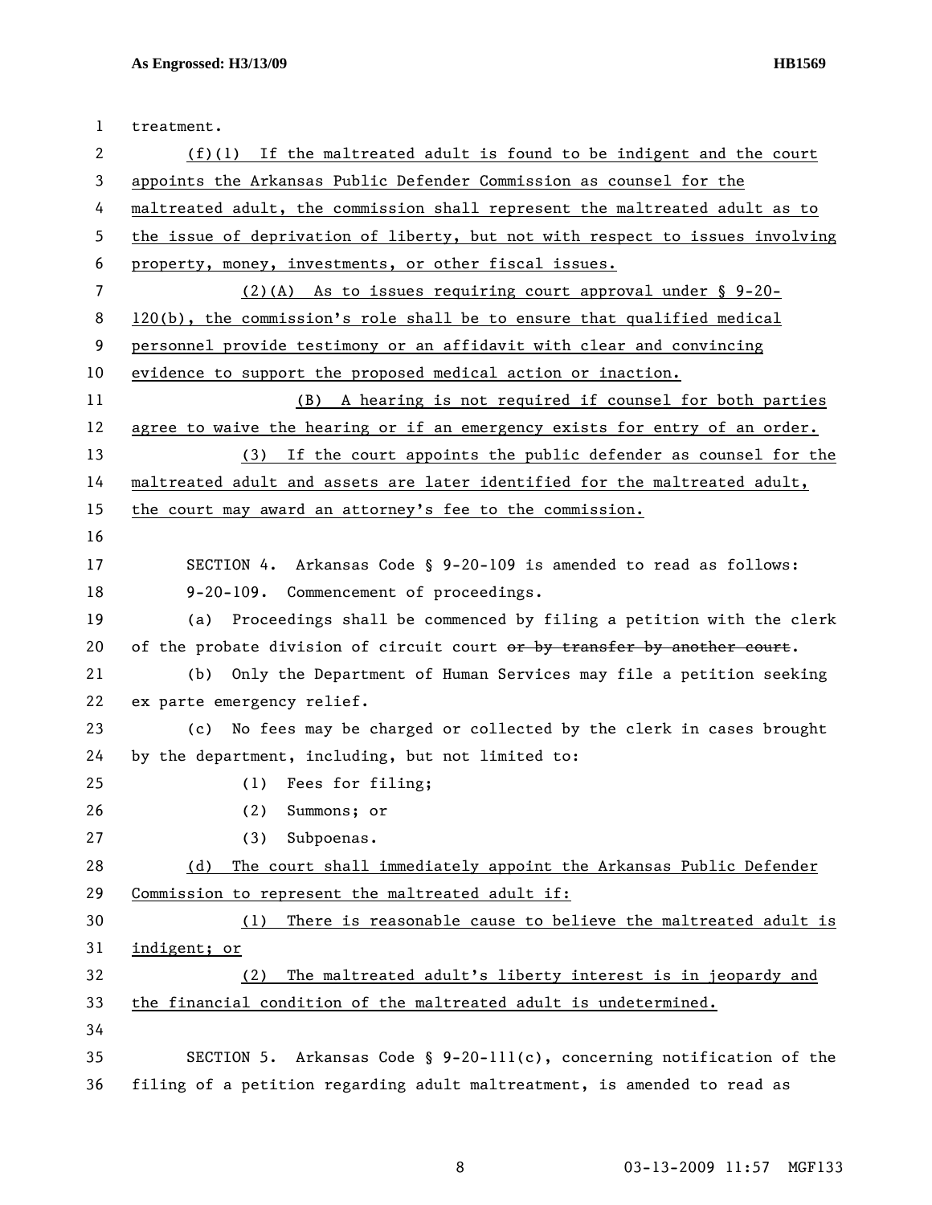treatment.

(f)(1) If the maltreated adult is found to be indigent and the court appoints the Arkansas Public Defender Commission as counsel for the maltreated adult, the commission shall represent the maltreated adult as to the issue of deprivation of liberty, but not with respect to issues involving property, money, investments, or other fiscal issues.

(2)(A) As to issues requiring court approval under § 9-20-120(b), the commission's role shall be to ensure that qualified medical personnel provide testimony or an affidavit with clear and convincing evidence to support the proposed medical action or inaction.

(B) A hearing is not required if counsel for both parties agree to waive the hearing or if an emergency exists for entry of an order.

(3) If the court appoints the public defender as counsel for the maltreated adult and assets are later identified for the maltreated adult, the court may award an attorney's fee to the commission.

SECTION 4. Arkansas Code § 9-20-109 is amended to read as follows:

9-20-109. Commencement of proceedings.

(a) Proceedings shall be commenced by filing a petition with the clerk of the probate division of circuit court ~~or by transfer by another court~~.

(b) Only the Department of Human Services may file a petition seeking ex parte emergency relief.

(c) No fees may be charged or collected by the clerk in cases brought by the department, including, but not limited to:

(1) Fees for filing;

(2) Summons; or

(3) Subpoenas.

(d) The court shall immediately appoint the Arkansas Public Defender Commission to represent the maltreated adult if:

(1) There is reasonable cause to believe the maltreated adult is indigent; or

(2) The maltreated adult's liberty interest is in jeopardy and the financial condition of the maltreated adult is undetermined.

SECTION 5. Arkansas Code § 9-20-111(c), concerning notification of the filing of a petition regarding adult maltreatment, is amended to read as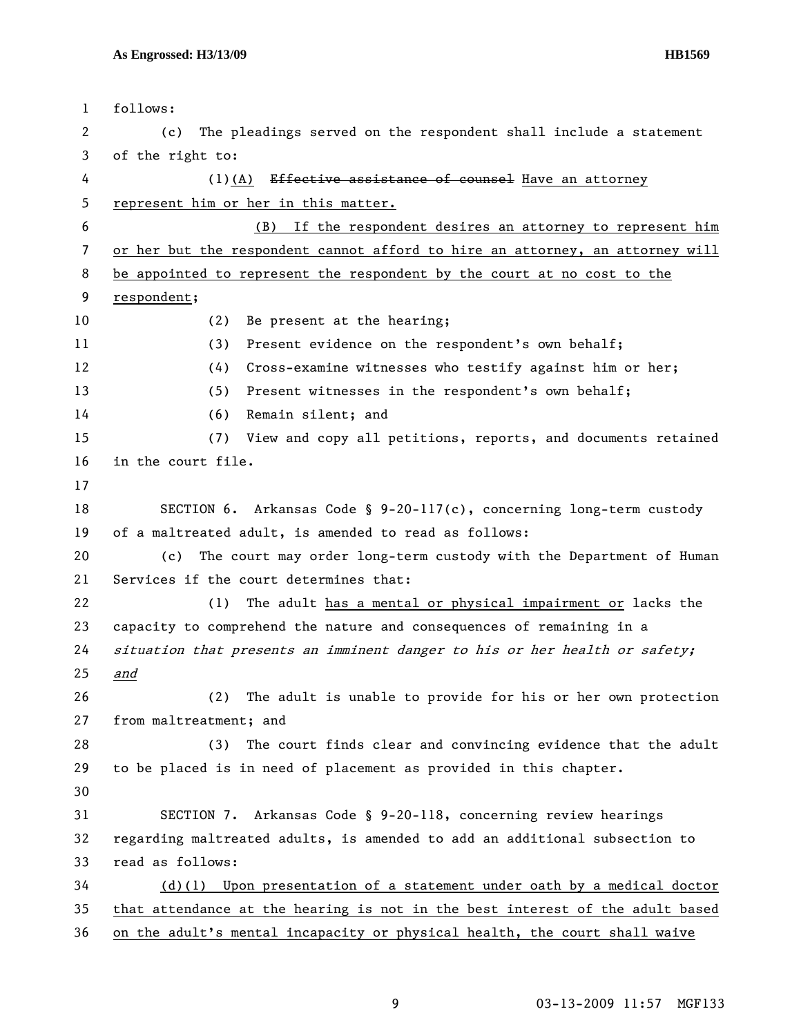follows:

(c) The pleadings served on the respondent shall include a statement of the right to:

(1)(A) ~~Effective assistance of counsel~~ Have an attorney represent him or her in this matter.

(B) If the respondent desires an attorney to represent him or her but the respondent cannot afford to hire an attorney, an attorney will be appointed to represent the respondent by the court at no cost to the respondent;

(2) Be present at the hearing;

(3) Present evidence on the respondent's own behalf;

(4) Cross-examine witnesses who testify against him or her;

(5) Present witnesses in the respondent's own behalf;

(6) Remain silent; and

(7) View and copy all petitions, reports, and documents retained in the court file.

SECTION 6. Arkansas Code § 9-20-117(c), concerning long-term custody of a maltreated adult, is amended to read as follows:

(c) The court may order long-term custody with the Department of Human Services if the court determines that:

(1) The adult has a mental or physical impairment or lacks the capacity to comprehend the nature and consequences of remaining in a *situation that presents an imminent danger to his or her health or safety; and*

(2) The adult is unable to provide for his or her own protection from maltreatment; and

(3) The court finds clear and convincing evidence that the adult to be placed is in need of placement as provided in this chapter.

SECTION 7. Arkansas Code § 9-20-118, concerning review hearings regarding maltreated adults, is amended to add an additional subsection to read as follows:

(d)(1) Upon presentation of a statement under oath by a medical doctor that attendance at the hearing is not in the best interest of the adult based on the adult's mental incapacity or physical health, the court shall waive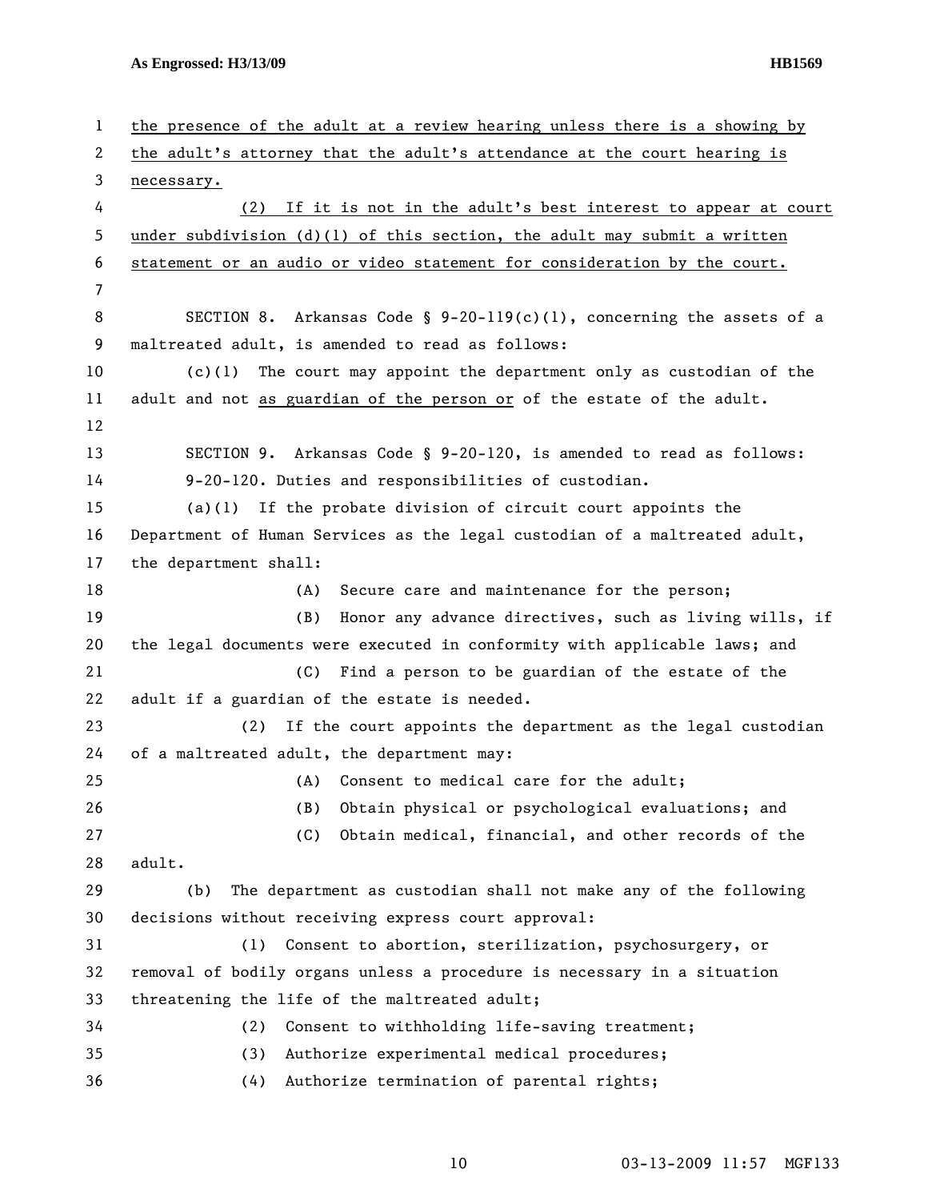the presence of the adult at a review hearing unless there is a showing by the adult's attorney that the adult's attendance at the court hearing is necessary.

(2) If it is not in the adult's best interest to appear at court under subdivision (d)(1) of this section, the adult may submit a written statement or an audio or video statement for consideration by the court.

SECTION 8. Arkansas Code § 9-20-119(c)(1), concerning the assets of a maltreated adult, is amended to read as follows:

(c)(1) The court may appoint the department only as custodian of the adult and not as guardian of the person or of the estate of the adult.

SECTION 9. Arkansas Code § 9-20-120, is amended to read as follows:

9-20-120. Duties and responsibilities of custodian.

(a)(1) If the probate division of circuit court appoints the Department of Human Services as the legal custodian of a maltreated adult, the department shall:

(A) Secure care and maintenance for the person;

(B) Honor any advance directives, such as living wills, if the legal documents were executed in conformity with applicable laws; and

(C) Find a person to be guardian of the estate of the adult if a guardian of the estate is needed.

(2) If the court appoints the department as the legal custodian of a maltreated adult, the department may:

(A) Consent to medical care for the adult;

(B) Obtain physical or psychological evaluations; and

(C) Obtain medical, financial, and other records of the adult.

(b) The department as custodian shall not make any of the following decisions without receiving express court approval:

(1) Consent to abortion, sterilization, psychosurgery, or removal of bodily organs unless a procedure is necessary in a situation threatening the life of the maltreated adult;

(2) Consent to withholding life-saving treatment;

(3) Authorize experimental medical procedures;

(4) Authorize termination of parental rights;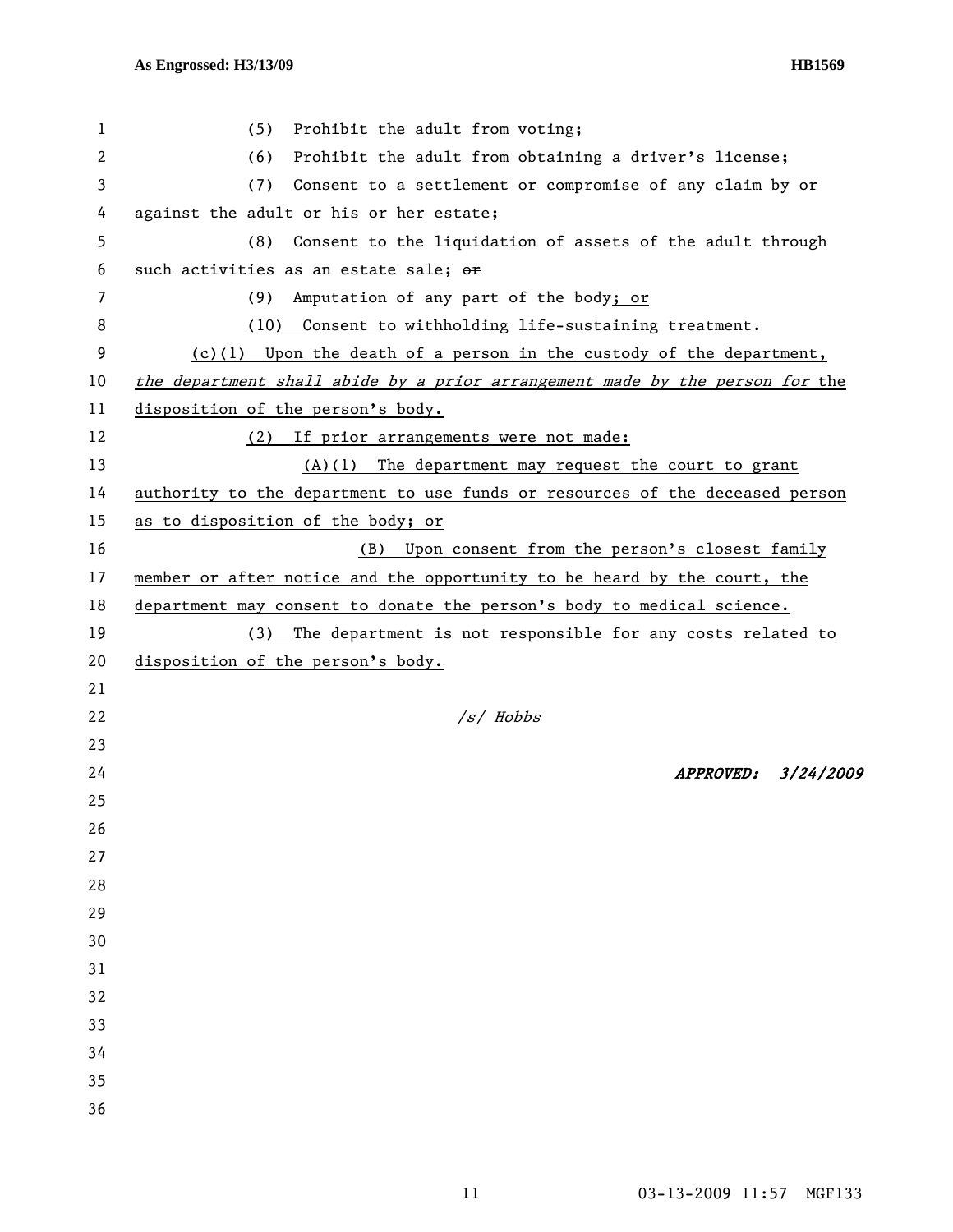(5) Prohibit the adult from voting;

(6) Prohibit the adult from obtaining a driver's license;

(7) Consent to a settlement or compromise of any claim by or against the adult or his or her estate;

(8) Consent to the liquidation of assets of the adult through such activities as an estate sale; ~~or~~

(9) Amputation of any part of the body<u>; or</u>

<u>(10) Consent to withholding life-sustaining treatment</u>.

<u>(c)(1) Upon the death of a person in the custody of the department,</u> <u>*the department shall abide by a prior arrangement made by the person for*</u> <u>the disposition of the person's body.</u>

<u>(2) If prior arrangements were not made:</u>

<u>(A)(1) The department may request the court to grant authority to the department to use funds or resources of the deceased person as to disposition of the body; or</u>

<u>(B) Upon consent from the person's closest family member or after notice and the opportunity to be heard by the court, the department may consent to donate the person's body to medical science.</u>

<u>(3) The department is not responsible for any costs related to disposition of the person's body.</u>

*/s/ Hobbs*

***APPROVED: 3/24/2009***